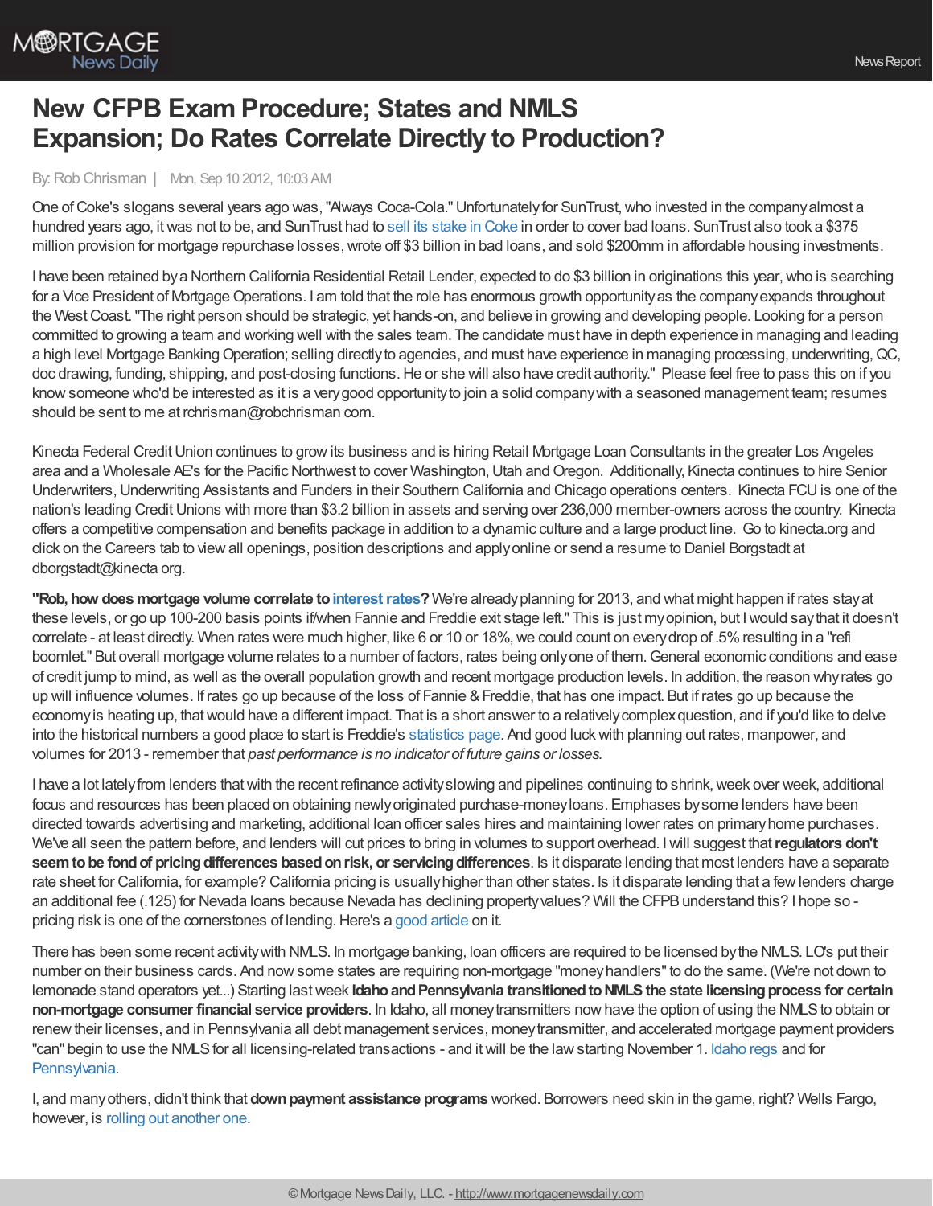# New CFPB Exam Procedure; States and NMLS Expansion; Do Rates Correlate Directly to Production?

By: Rob Chrisman | Mon, Sep 10 2012, 10:03 AM

One of Coke's slogans several years ago was, "Always Coca-Cola." Unfortunately for SunTrust, who invested in the company almost a hundred years ago, it was not to be, and SunTrust had to sell its stake in Coke in order to cover bad loans. SunTrust also took a $375 million provision for mortgage repurchase losses, wrote off $3 billion in bad loans, and sold $200mm in affordable housing investments.

I have been retained by a Northern California Residential Retail Lender, expected to do $3 billion in originations this year, who is searching for a Vice President of Mortgage Operations. I am told that the role has enormous growth opportunity as the company expands throughout the West Coast. "The right person should be strategic, yet hands-on, and believe in growing and developing people. Looking for a person committed to growing a team and working well with the sales team. The candidate must have in depth experience in managing and leading a high level Mortgage Banking Operation; selling directly to agencies, and must have experience in managing processing, underwriting, QC, doc drawing, funding, shipping, and post-closing functions. He or she will also have credit authority." Please feel free to pass this on if you know someone who'd be interested as it is a very good opportunity to join a solid company with a seasoned management team; resumes should be sent to me at rchrisman@robchrisman com.

Kinecta Federal Credit Union continues to grow its business and is hiring Retail Mortgage Loan Consultants in the greater Los Angeles area and a Wholesale AE's for the Pacific Northwest to cover Washington, Utah and Oregon. Additionally, Kinecta continues to hire Senior Underwriters, Underwriting Assistants and Funders in their Southern California and Chicago operations centers. Kinecta FCU is one of the nation's leading Credit Unions with more than $3.2 billion in assets and serving over 236,000 member-owners across the country. Kinecta offers a competitive compensation and benefits package in addition to a dynamic culture and a large product line. Go to kinecta.org and click on the Careers tab to view all openings, position descriptions and apply online or send a resume to Daniel Borgstadt at dborgstadt@kinecta org.

**"Rob, how does mortgage volume correlate to interest rates?** We're already planning for 2013, and what might happen if rates stay at these levels, or go up 100-200 basis points if/when Fannie and Freddie exit stage left." This is just my opinion, but I would say that it doesn't correlate - at least directly. When rates were much higher, like 6 or 10 or 18%, we could count on every drop of .5% resulting in a "refi boomlet." But overall mortgage volume relates to a number of factors, rates being only one of them. General economic conditions and ease of credit jump to mind, as well as the overall population growth and recent mortgage production levels. In addition, the reason why rates go up will influence volumes. If rates go up because of the loss of Fannie & Freddie, that has one impact. But if rates go up because the economy is heating up, that would have a different impact. That is a short answer to a relatively complex question, and if you'd like to delve into the historical numbers a good place to start is Freddie's statistics page. And good luck with planning out rates, manpower, and volumes for 2013 - remember that *past performance is no indicator of future gains or losses.*

I have a lot lately from lenders that with the recent refinance activity slowing and pipelines continuing to shrink, week over week, additional focus and resources has been placed on obtaining newly originated purchase-money loans. Emphases by some lenders have been directed towards advertising and marketing, additional loan officer sales hires and maintaining lower rates on primary home purchases. We've all seen the pattern before, and lenders will cut prices to bring in volumes to support overhead. I will suggest that **regulators don't seem to be fond of pricing differences based on risk, or servicing differences**. Is it disparate lending that most lenders have a separate rate sheet for California, for example? California pricing is usually higher than other states. Is it disparate lending that a few lenders charge an additional fee (.125) for Nevada loans because Nevada has declining property values? Will the CFPB understand this? I hope so - pricing risk is one of the cornerstones of lending. Here's a good article on it.

There has been some recent activity with NMLS. In mortgage banking, loan officers are required to be licensed by the NMLS. LO's put their number on their business cards. And now some states are requiring non-mortgage "money handlers" to do the same. (We're not down to lemonade stand operators yet...) Starting last week **Idaho and Pennsylvania transitioned to NMLS the state licensing process for certain non-mortgage consumer financial service providers**. In Idaho, all money transmitters now have the option of using the NMLS to obtain or renew their licenses, and in Pennsylvania all debt management services, money transmitter, and accelerated mortgage payment providers "can" begin to use the NMLS for all licensing-related transactions - and it will be the law starting November 1. Idaho regs and for Pennsylvania.

I, and many others, didn't think that **down payment assistance programs** worked. Borrowers need skin in the game, right? Wells Fargo, however, is rolling out another one.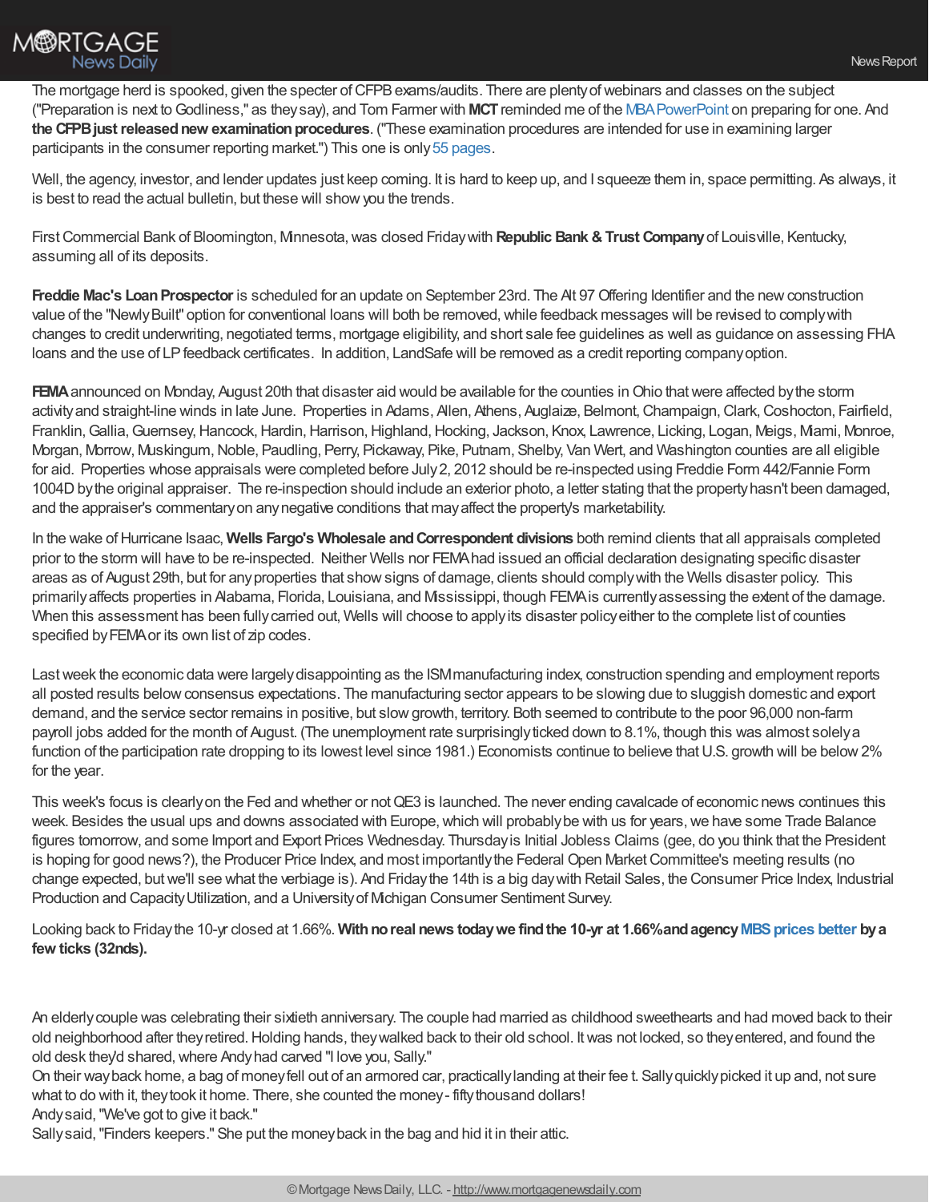The mortgage herd is spooked, given the specter of CFPB exams/audits. There are plenty of webinars and classes on the subject ("Preparation is next to Godliness," as they say), and Tom Farmer with **MCT** reminded me of the MBA PowerPoint on preparing for one. And **the CFPB just released new examination procedures**. ("These examination procedures are intended for use in examining larger participants in the consumer reporting market.") This one is only 55 pages.

Well, the agency, investor, and lender updates just keep coming. It is hard to keep up, and I squeeze them in, space permitting. As always, it is best to read the actual bulletin, but these will show you the trends.

First Commercial Bank of Bloomington, Minnesota, was closed Friday with **Republic Bank & Trust Company** of Louisville, Kentucky, assuming all of its deposits.

**Freddie Mac's Loan Prospector** is scheduled for an update on September 23rd. The Alt 97 Offering Identifier and the new construction value of the "Newly Built" option for conventional loans will both be removed, while feedback messages will be revised to comply with changes to credit underwriting, negotiated terms, mortgage eligibility, and short sale fee guidelines as well as guidance on assessing FHA loans and the use of LP feedback certificates. In addition, LandSafe will be removed as a credit reporting company option.

**FEMA** announced on Monday, August 20th that disaster aid would be available for the counties in Ohio that were affected by the storm activity and straight-line winds in late June. Properties in Adams, Allen, Athens, Auglaize, Belmont, Champaign, Clark, Coshocton, Fairfield, Franklin, Gallia, Guernsey, Hancock, Hardin, Harrison, Highland, Hocking, Jackson, Knox, Lawrence, Licking, Logan, Meigs, Miami, Monroe, Morgan, Morrow, Muskingum, Noble, Paudling, Perry, Pickaway, Pike, Putnam, Shelby, Van Wert, and Washington counties are all eligible for aid. Properties whose appraisals were completed before July 2, 2012 should be re-inspected using Freddie Form 442/Fannie Form 1004D by the original appraiser. The re-inspection should include an exterior photo, a letter stating that the property hasn't been damaged, and the appraiser's commentary on any negative conditions that may affect the property's marketability.

In the wake of Hurricane Isaac, **Wells Fargo's Wholesale and Correspondent divisions** both remind clients that all appraisals completed prior to the storm will have to be re-inspected. Neither Wells nor FEMA had issued an official declaration designating specific disaster areas as of August 29th, but for any properties that show signs of damage, clients should comply with the Wells disaster policy. This primarily affects properties in Alabama, Florida, Louisiana, and Mississippi, though FEMA is currently assessing the extent of the damage. When this assessment has been fully carried out, Wells will choose to apply its disaster policy either to the complete list of counties specified by FEMA or its own list of zip codes.

Last week the economic data were largely disappointing as the ISM manufacturing index, construction spending and employment reports all posted results below consensus expectations. The manufacturing sector appears to be slowing due to sluggish domestic and export demand, and the service sector remains in positive, but slow growth, territory. Both seemed to contribute to the poor 96,000 non-farm payroll jobs added for the month of August. (The unemployment rate surprisingly ticked down to 8.1%, though this was almost solely a function of the participation rate dropping to its lowest level since 1981.) Economists continue to believe that U.S. growth will be below 2% for the year.

This week's focus is clearly on the Fed and whether or not QE3 is launched. The never ending cavalcade of economic news continues this week. Besides the usual ups and downs associated with Europe, which will probably be with us for years, we have some Trade Balance figures tomorrow, and some Import and Export Prices Wednesday. Thursday is Initial Jobless Claims (gee, do you think that the President is hoping for good news?), the Producer Price Index, and most importantly the Federal Open Market Committee's meeting results (no change expected, but we'll see what the verbiage is). And Friday the 14th is a big day with Retail Sales, the Consumer Price Index, Industrial Production and Capacity Utilization, and a University of Michigan Consumer Sentiment Survey.

Looking back to Friday the 10-yr closed at 1.66%. **With no real news today we find the 10-yr at 1.66% and agency MBS prices better by a few ticks (32nds).**

An elderly couple was celebrating their sixtieth anniversary. The couple had married as childhood sweethearts and had moved back to their old neighborhood after they retired. Holding hands, they walked back to their old school. It was not locked, so they entered, and found the old desk they'd shared, where Andy had carved "I love you, Sally."
On their way back home, a bag of money fell out of an armored car, practically landing at their fee t. Sally quickly picked it up and, not sure what to do with it, they took it home. There, she counted the money - fifty thousand dollars!
Andy said, "We've got to give it back."
Sally said, "Finders keepers." She put the money back in the bag and hid it in their attic.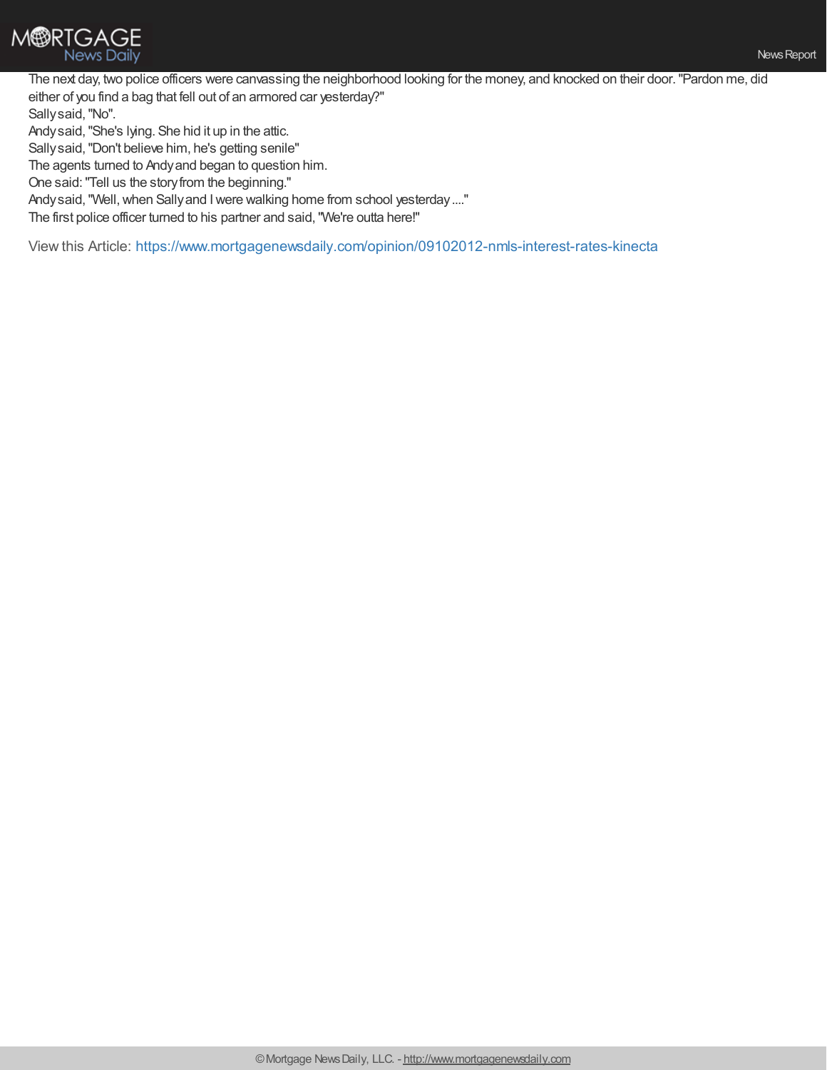The next day, two police officers were canvassing the neighborhood looking for the money, and knocked on their door. "Pardon me, did either of you find a bag that fell out of an armored car yesterday?"

Sally said, "No".

Andy said, "She's lying. She hid it up in the attic.

Sally said, "Don't believe him, he's getting senile"

The agents turned to Andy and began to question him.

One said: "Tell us the story from the beginning."

Andy said, "Well, when Sally and I were walking home from school yesterday ...."

The first police officer turned to his partner and said, "We're outta here!"

View this Article: https://www.mortgagenewsdaily.com/opinion/09102012-nmls-interest-rates-kinecta